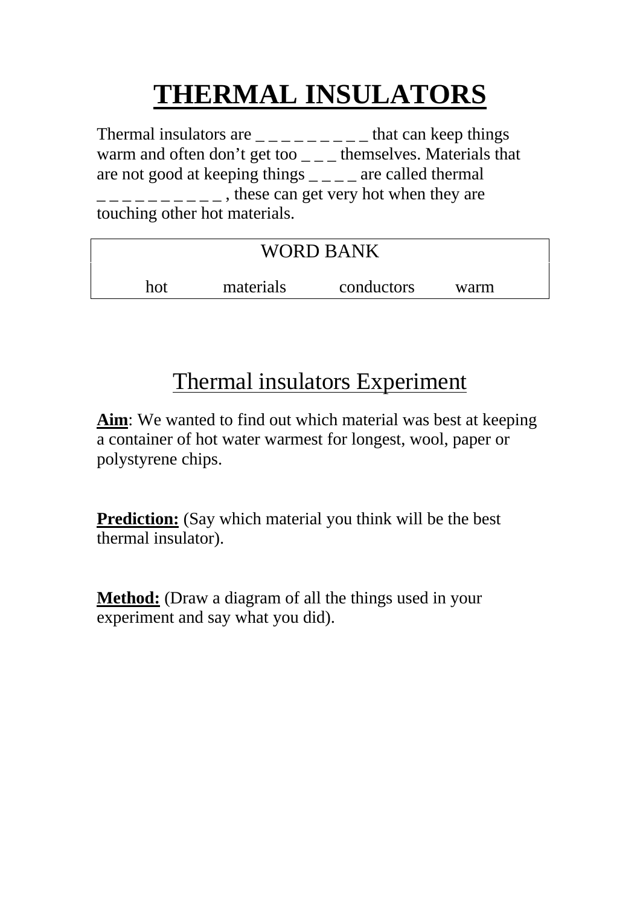# THERMAL INSULATORS

Thermal insulators are _ _ _ _ _ _ _ _ _ that can keep things warm and often don't get too _ _ _ themselves. Materials that are not good at keeping things _ _ _ _ are called thermal _ _ _ _ _ _ _ _ _ _ , these can get very hot when they are touching other hot materials.

| WORD BANK | | | |
|---|---|---|---|
| hot | materials | conductors | warm |

## Thermal insulators Experiment

**Aim**: We wanted to find out which material was best at keeping a container of hot water warmest for longest, wool, paper or polystyrene chips.

**Prediction:** (Say which material you think will be the best thermal insulator).

**Method:** (Draw a diagram of all the things used in your experiment and say what you did).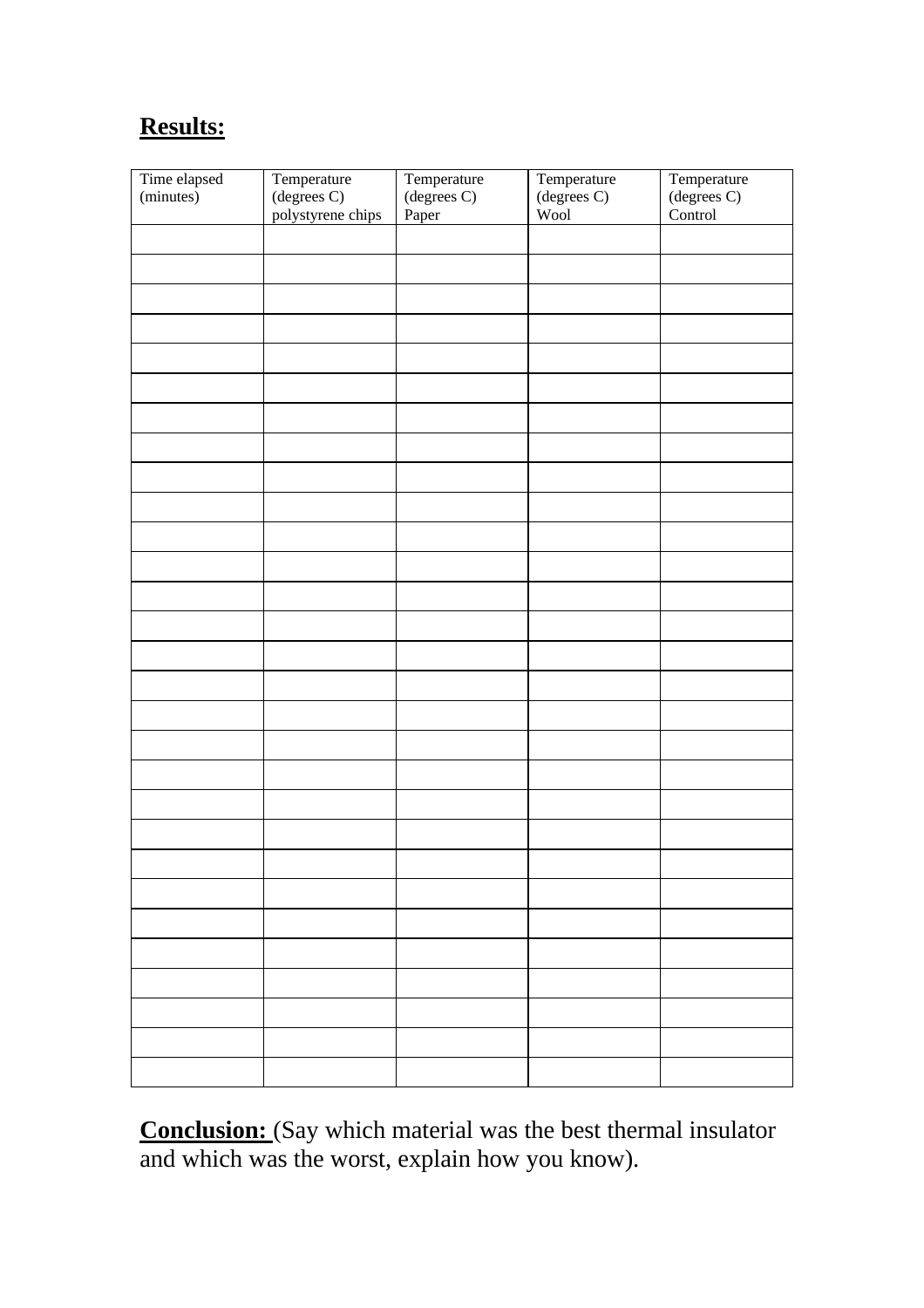**Results:**

| Time elapsed (minutes) | Temperature (degrees C) polystyrene chips | Temperature (degrees C) Paper | Temperature (degrees C) Wool | Temperature (degrees C) Control |
|---|---|---|---|---|
| | | | | |
| | | | | |
| | | | | |
| | | | | |
| | | | | |
| | | | | |
| | | | | |
| | | | | |
| | | | | |
| | | | | |
| | | | | |
| | | | | |
| | | | | |
| | | | | |
| | | | | |
| | | | | |
| | | | | |
| | | | | |
| | | | | |
| | | | | |
| | | | | |
| | | | | |
| | | | | |
| | | | | |
| | | | | |
| | | | | |
| | | | | |
| | | | | |
| | | | | |

**Conclusion:** (Say which material was the best thermal insulator and which was the worst, explain how you know).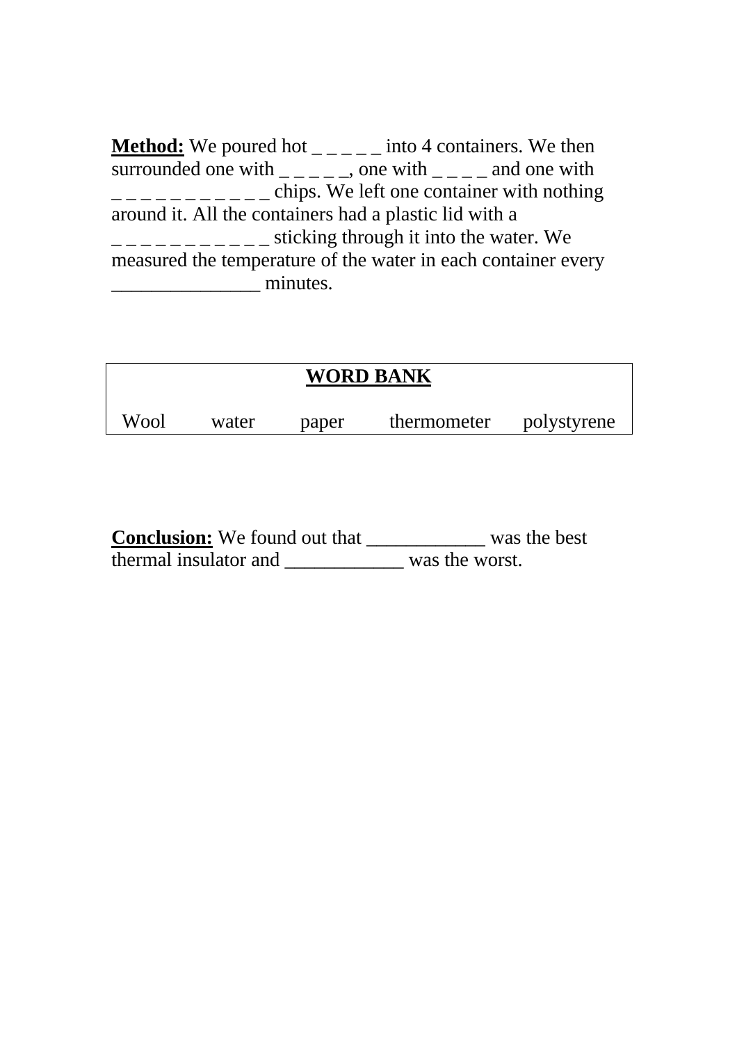**Method:** We poured hot _ _ _ _ _ into 4 containers. We then surrounded one with _ _ _ _ _, one with _ _ _ _ and one with _ _ _ _ _ _ _ _ _ _ _ chips. We left one container with nothing around it. All the containers had a plastic lid with a _ _ _ _ _ _ _ _ _ _ _ sticking through it into the water. We measured the temperature of the water in each container every _______________ minutes.

| **WORD BANK** | | | | |
|---|---|---|---|---|
| Wool | water | paper | thermometer | polystyrene |

**Conclusion:** We found out that ____________ was the best thermal insulator and ____________ was the worst.